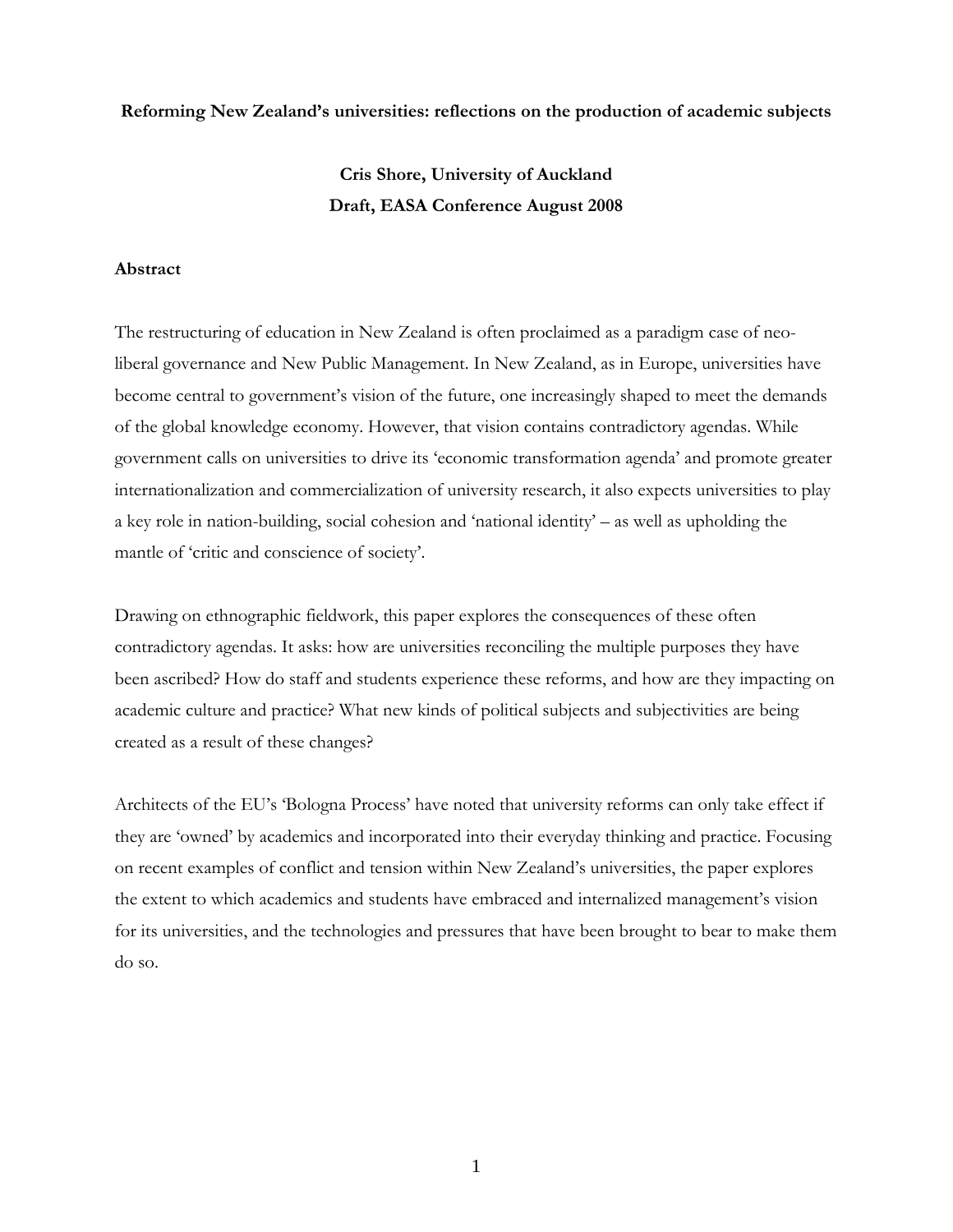# Reforming New Zealand's universities: reflections on the production of academic subjects

**Cris Shore, University of Auckland**
**Draft, EASA Conference August 2008**

## Abstract

The restructuring of education in New Zealand is often proclaimed as a paradigm case of neo-liberal governance and New Public Management. In New Zealand, as in Europe, universities have become central to government's vision of the future, one increasingly shaped to meet the demands of the global knowledge economy. However, that vision contains contradictory agendas. While government calls on universities to drive its 'economic transformation agenda' and promote greater internationalization and commercialization of university research, it also expects universities to play a key role in nation-building, social cohesion and 'national identity' – as well as upholding the mantle of 'critic and conscience of society'.

Drawing on ethnographic fieldwork, this paper explores the consequences of these often contradictory agendas. It asks: how are universities reconciling the multiple purposes they have been ascribed? How do staff and students experience these reforms, and how are they impacting on academic culture and practice? What new kinds of political subjects and subjectivities are being created as a result of these changes?

Architects of the EU's 'Bologna Process' have noted that university reforms can only take effect if they are 'owned' by academics and incorporated into their everyday thinking and practice. Focusing on recent examples of conflict and tension within New Zealand's universities, the paper explores the extent to which academics and students have embraced and internalized management's vision for its universities, and the technologies and pressures that have been brought to bear to make them do so.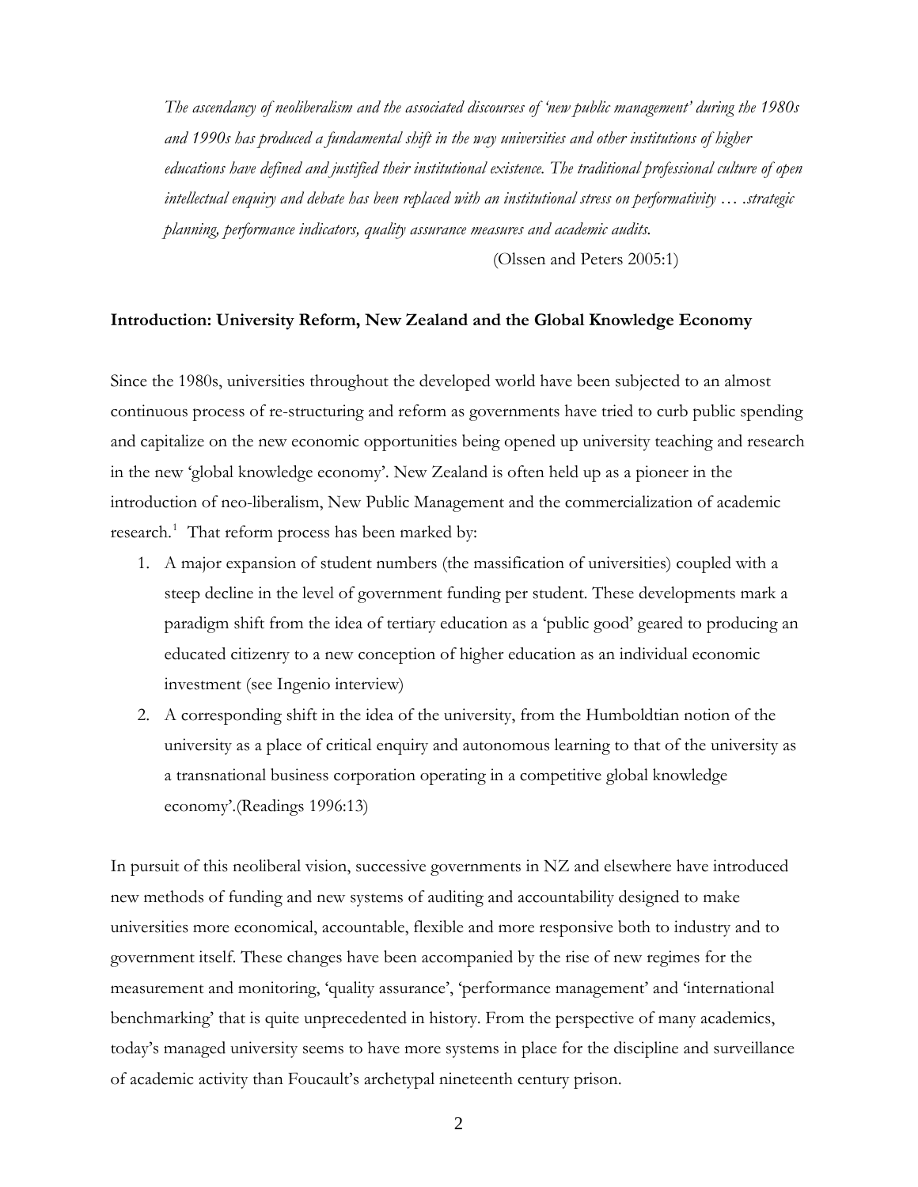*The ascendancy of neoliberalism and the associated discourses of 'new public management' during the 1980s and 1990s has produced a fundamental shift in the way universities and other institutions of higher educations have defined and justified their institutional existence. The traditional professional culture of open intellectual enquiry and debate has been replaced with an institutional stress on performativity … .strategic planning, performance indicators, quality assurance measures and academic audits.*

(Olssen and Peters 2005:1)

**Introduction: University Reform, New Zealand and the Global Knowledge Economy**

Since the 1980s, universities throughout the developed world have been subjected to an almost continuous process of re-structuring and reform as governments have tried to curb public spending and capitalize on the new economic opportunities being opened up university teaching and research in the new 'global knowledge economy'. New Zealand is often held up as a pioneer in the introduction of neo-liberalism, New Public Management and the commercialization of academic research.[1] That reform process has been marked by:

1. A major expansion of student numbers (the massification of universities) coupled with a steep decline in the level of government funding per student. These developments mark a paradigm shift from the idea of tertiary education as a 'public good' geared to producing an educated citizenry to a new conception of higher education as an individual economic investment (see Ingenio interview)
2. A corresponding shift in the idea of the university, from the Humboldtian notion of the university as a place of critical enquiry and autonomous learning to that of the university as a transnational business corporation operating in a competitive global knowledge economy'.(Readings 1996:13)

In pursuit of this neoliberal vision, successive governments in NZ and elsewhere have introduced new methods of funding and new systems of auditing and accountability designed to make universities more economical, accountable, flexible and more responsive both to industry and to government itself. These changes have been accompanied by the rise of new regimes for the measurement and monitoring, 'quality assurance', 'performance management' and 'international benchmarking' that is quite unprecedented in history. From the perspective of many academics, today's managed university seems to have more systems in place for the discipline and surveillance of academic activity than Foucault's archetypal nineteenth century prison.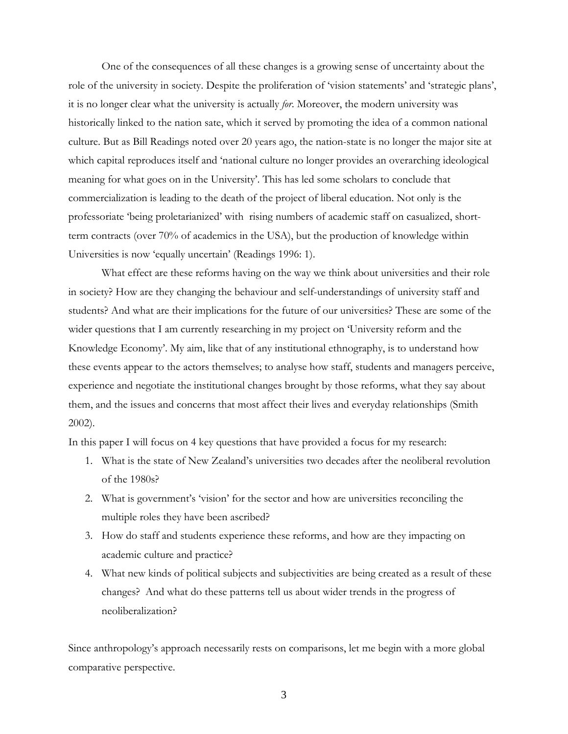One of the consequences of all these changes is a growing sense of uncertainty about the role of the university in society. Despite the proliferation of 'vision statements' and 'strategic plans', it is no longer clear what the university is actually *for*. Moreover, the modern university was historically linked to the nation sate, which it served by promoting the idea of a common national culture. But as Bill Readings noted over 20 years ago, the nation-state is no longer the major site at which capital reproduces itself and 'national culture no longer provides an overarching ideological meaning for what goes on in the University'. This has led some scholars to conclude that commercialization is leading to the death of the project of liberal education. Not only is the professoriate 'being proletarianized' with rising numbers of academic staff on casualized, short-term contracts (over 70% of academics in the USA), but the production of knowledge within Universities is now 'equally uncertain' (Readings 1996: 1).

What effect are these reforms having on the way we think about universities and their role in society? How are they changing the behaviour and self-understandings of university staff and students? And what are their implications for the future of our universities? These are some of the wider questions that I am currently researching in my project on 'University reform and the Knowledge Economy'. My aim, like that of any institutional ethnography, is to understand how these events appear to the actors themselves; to analyse how staff, students and managers perceive, experience and negotiate the institutional changes brought by those reforms, what they say about them, and the issues and concerns that most affect their lives and everyday relationships (Smith 2002).

In this paper I will focus on 4 key questions that have provided a focus for my research:

1. What is the state of New Zealand's universities two decades after the neoliberal revolution of the 1980s?
2. What is government's 'vision' for the sector and how are universities reconciling the multiple roles they have been ascribed?
3. How do staff and students experience these reforms, and how are they impacting on academic culture and practice?
4. What new kinds of political subjects and subjectivities are being created as a result of these changes? And what do these patterns tell us about wider trends in the progress of neoliberalization?

Since anthropology's approach necessarily rests on comparisons, let me begin with a more global comparative perspective.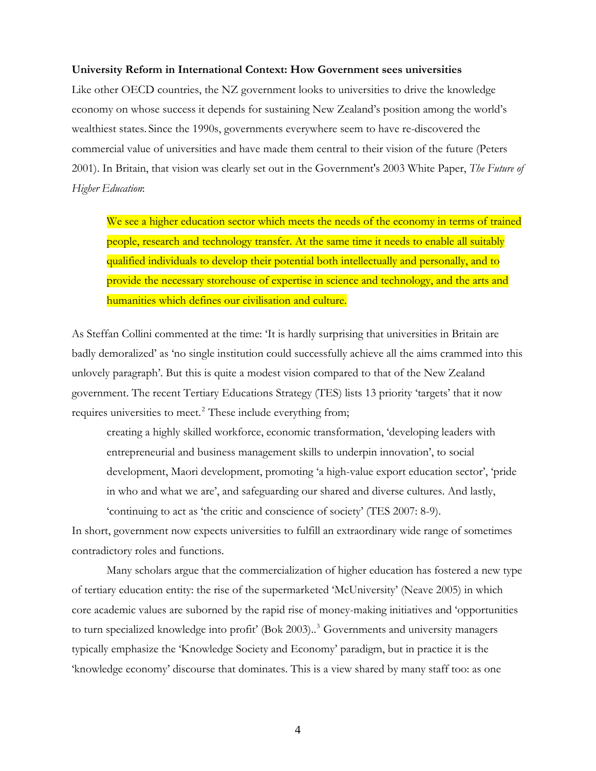**University Reform in International Context: How Government sees universities**

Like other OECD countries, the NZ government looks to universities to drive the knowledge economy on whose success it depends for sustaining New Zealand's position among the world's wealthiest states. Since the 1990s, governments everywhere seem to have re-discovered the commercial value of universities and have made them central to their vision of the future (Peters 2001). In Britain, that vision was clearly set out in the Government's 2003 White Paper, *The Future of Higher Education*:

> We see a higher education sector which meets the needs of the economy in terms of trained people, research and technology transfer. At the same time it needs to enable all suitably qualified individuals to develop their potential both intellectually and personally, and to provide the necessary storehouse of expertise in science and technology, and the arts and humanities which defines our civilisation and culture.

As Steffan Collini commented at the time: 'It is hardly surprising that universities in Britain are badly demoralized' as 'no single institution could successfully achieve all the aims crammed into this unlovely paragraph'. But this is quite a modest vision compared to that of the New Zealand government. The recent Tertiary Educations Strategy (TES) lists 13 priority 'targets' that it now requires universities to meet.[2] These include everything from;

> creating a highly skilled workforce, economic transformation, 'developing leaders with entrepreneurial and business management skills to underpin innovation', to social development, Maori development, promoting 'a high-value export education sector', 'pride in who and what we are', and safeguarding our shared and diverse cultures. And lastly, 'continuing to act as 'the critic and conscience of society' (TES 2007: 8-9).

In short, government now expects universities to fulfill an extraordinary wide range of sometimes contradictory roles and functions.

Many scholars argue that the commercialization of higher education has fostered a new type of tertiary education entity: the rise of the supermarketed 'McUniversity' (Neave 2005) in which core academic values are suborned by the rapid rise of money-making initiatives and 'opportunities to turn specialized knowledge into profit' (Bok 2003)..[3] Governments and university managers typically emphasize the 'Knowledge Society and Economy' paradigm, but in practice it is the 'knowledge economy' discourse that dominates. This is a view shared by many staff too: as one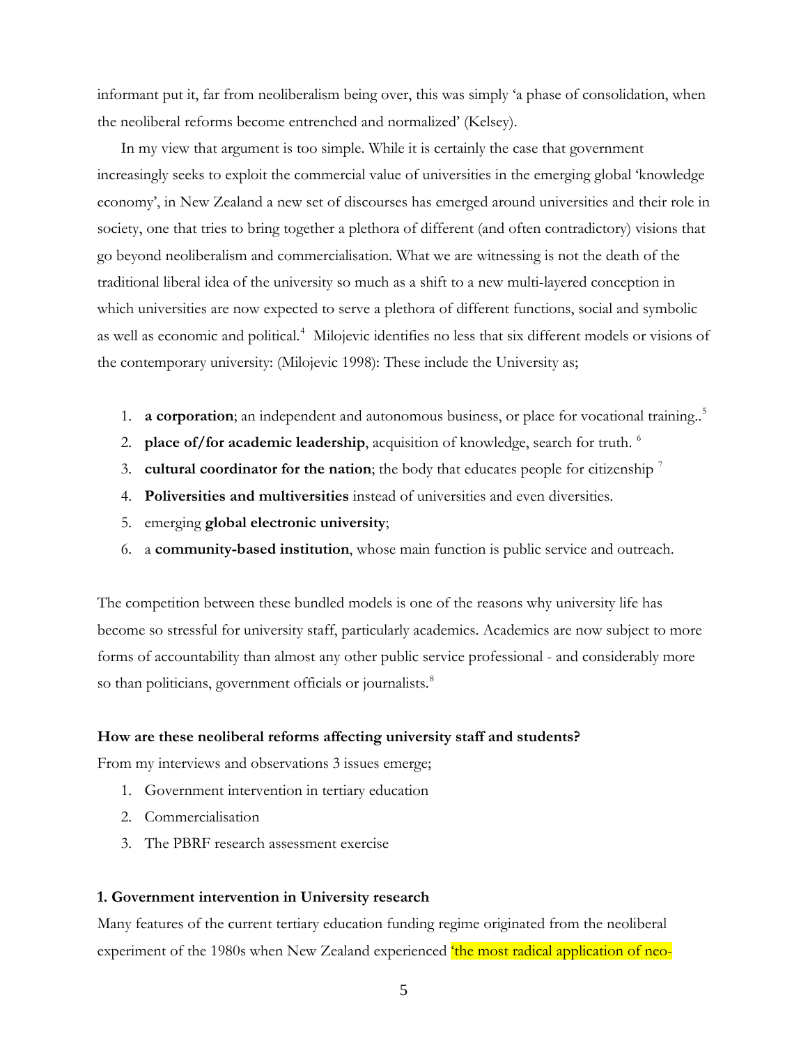informant put it, far from neoliberalism being over, this was simply 'a phase of consolidation, when the neoliberal reforms become entrenched and normalized' (Kelsey).

In my view that argument is too simple. While it is certainly the case that government increasingly seeks to exploit the commercial value of universities in the emerging global 'knowledge economy', in New Zealand a new set of discourses has emerged around universities and their role in society, one that tries to bring together a plethora of different (and often contradictory) visions that go beyond neoliberalism and commercialisation. What we are witnessing is not the death of the traditional liberal idea of the university so much as a shift to a new multi-layered conception in which universities are now expected to serve a plethora of different functions, social and symbolic as well as economic and political.[4] Milojevic identifies no less that six different models or visions of the contemporary university: (Milojevic 1998): These include the University as;

1. **a corporation**; an independent and autonomous business, or place for vocational training..[5]
2. **place of/for academic leadership**, acquisition of knowledge, search for truth. [6]
3. **cultural coordinator for the nation**; the body that educates people for citizenship [7]
4. **Poliversities and multiversities** instead of universities and even diversities.
5. emerging **global electronic university**;
6. a **community-based institution**, whose main function is public service and outreach.

The competition between these bundled models is one of the reasons why university life has become so stressful for university staff, particularly academics. Academics are now subject to more forms of accountability than almost any other public service professional - and considerably more so than politicians, government officials or journalists.[8]

**How are these neoliberal reforms affecting university staff and students?**

From my interviews and observations 3 issues emerge;

1. Government intervention in tertiary education
2. Commercialisation
3. The PBRF research assessment exercise

**1. Government intervention in University research**

Many features of the current tertiary education funding regime originated from the neoliberal experiment of the 1980s when New Zealand experienced 'the most radical application of neo-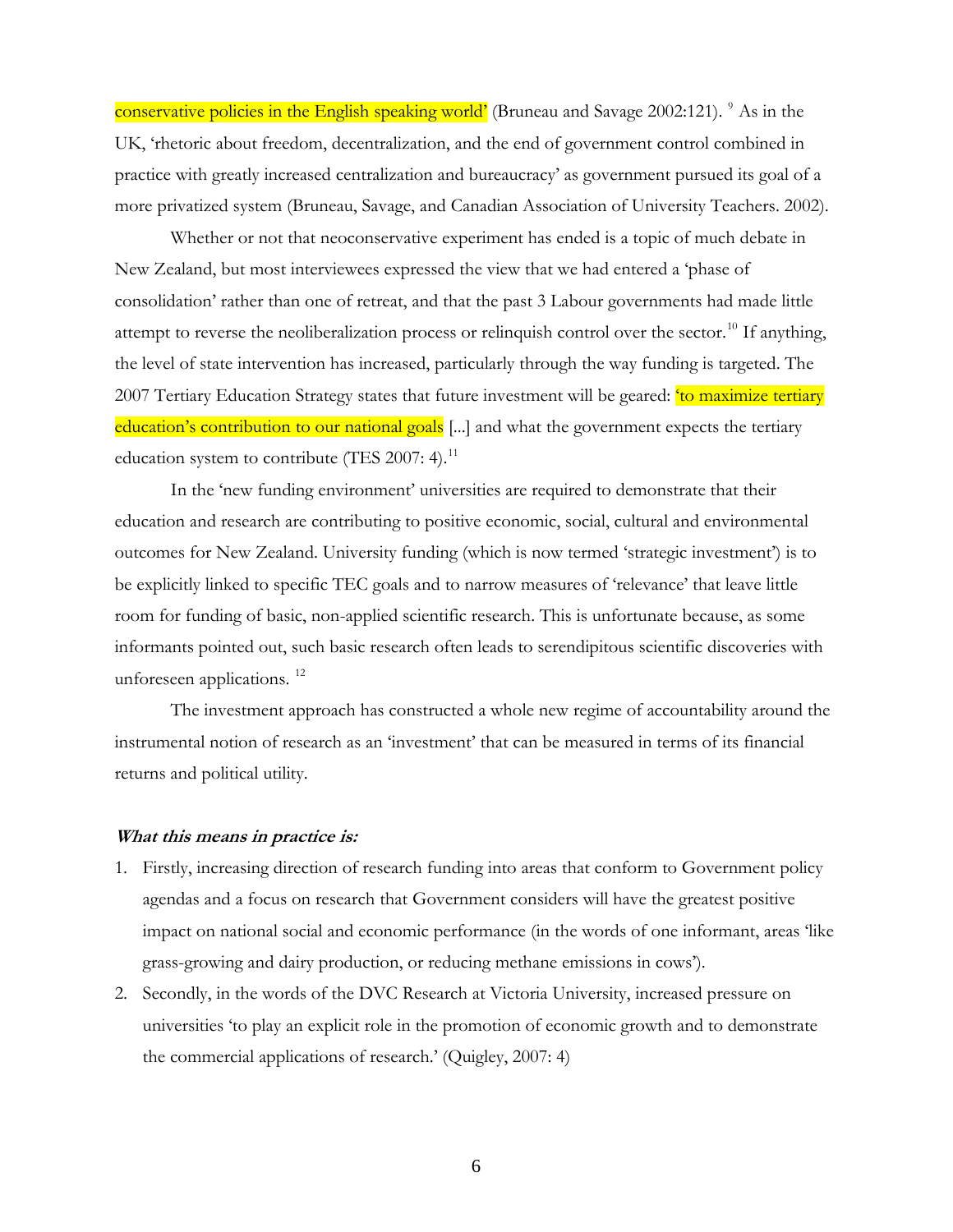conservative policies in the English speaking world' (Bruneau and Savage 2002:121). [9] As in the UK, 'rhetoric about freedom, decentralization, and the end of government control combined in practice with greatly increased centralization and bureaucracy' as government pursued its goal of a more privatized system (Bruneau, Savage, and Canadian Association of University Teachers. 2002).

Whether or not that neoconservative experiment has ended is a topic of much debate in New Zealand, but most interviewees expressed the view that we had entered a 'phase of consolidation' rather than one of retreat, and that the past 3 Labour governments had made little attempt to reverse the neoliberalization process or relinquish control over the sector.[10] If anything, the level of state intervention has increased, particularly through the way funding is targeted. The 2007 Tertiary Education Strategy states that future investment will be geared: 'to maximize tertiary education's contribution to our national goals [...] and what the government expects the tertiary education system to contribute (TES 2007: 4).[11]

In the 'new funding environment' universities are required to demonstrate that their education and research are contributing to positive economic, social, cultural and environmental outcomes for New Zealand. University funding (which is now termed 'strategic investment') is to be explicitly linked to specific TEC goals and to narrow measures of 'relevance' that leave little room for funding of basic, non-applied scientific research. This is unfortunate because, as some informants pointed out, such basic research often leads to serendipitous scientific discoveries with unforeseen applications. [12]

The investment approach has constructed a whole new regime of accountability around the instrumental notion of research as an 'investment' that can be measured in terms of its financial returns and political utility.

***What this means in practice is:***

1. Firstly, increasing direction of research funding into areas that conform to Government policy agendas and a focus on research that Government considers will have the greatest positive impact on national social and economic performance (in the words of one informant, areas 'like grass-growing and dairy production, or reducing methane emissions in cows').
2. Secondly, in the words of the DVC Research at Victoria University, increased pressure on universities 'to play an explicit role in the promotion of economic growth and to demonstrate the commercial applications of research.' (Quigley, 2007: 4)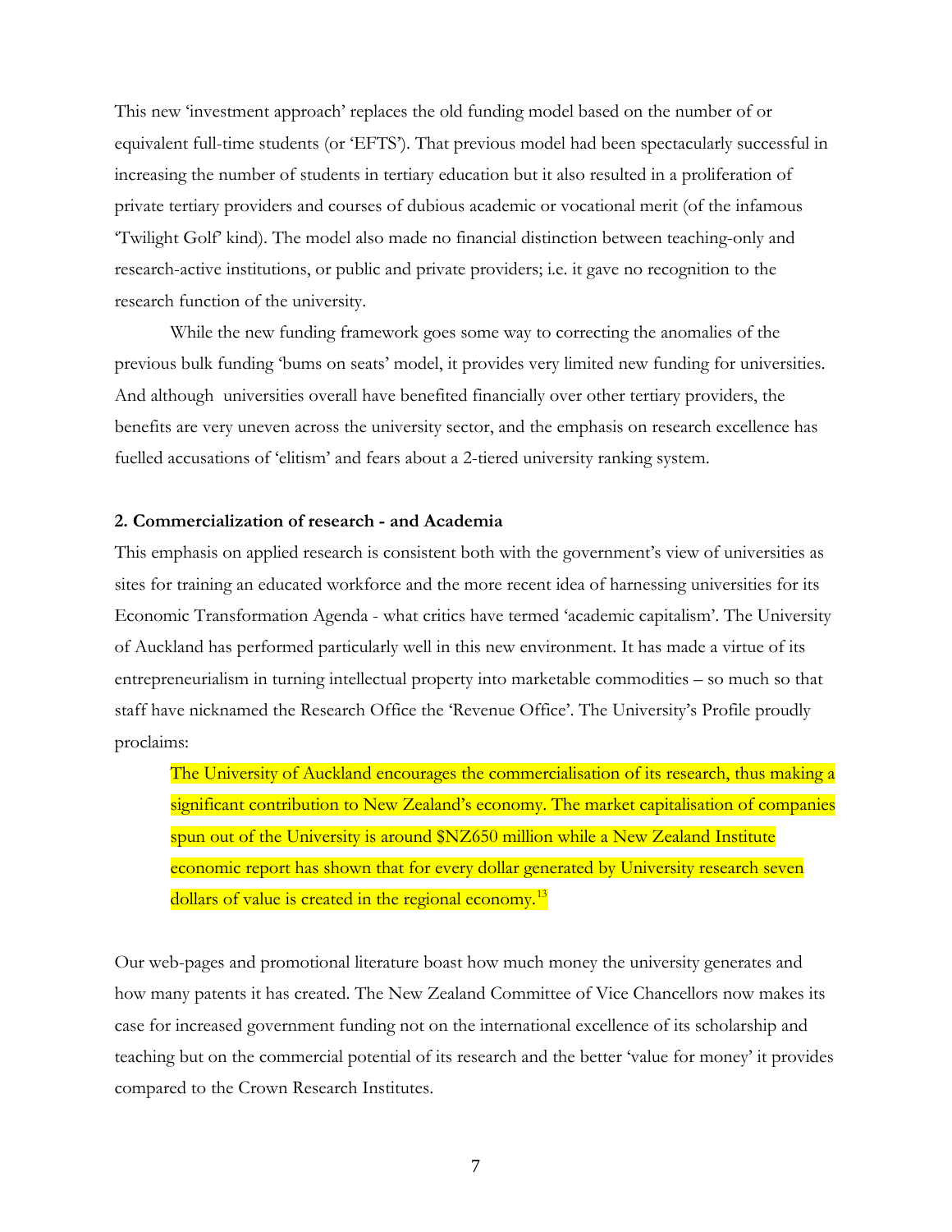This new 'investment approach' replaces the old funding model based on the number of or equivalent full-time students (or 'EFTS'). That previous model had been spectacularly successful in increasing the number of students in tertiary education but it also resulted in a proliferation of private tertiary providers and courses of dubious academic or vocational merit (of the infamous 'Twilight Golf' kind). The model also made no financial distinction between teaching-only and research-active institutions, or public and private providers; i.e. it gave no recognition to the research function of the university.

While the new funding framework goes some way to correcting the anomalies of the previous bulk funding 'bums on seats' model, it provides very limited new funding for universities. And although universities overall have benefited financially over other tertiary providers, the benefits are very uneven across the university sector, and the emphasis on research excellence has fuelled accusations of 'elitism' and fears about a 2-tiered university ranking system.

**2. Commercialization of research - and Academia**

This emphasis on applied research is consistent both with the government's view of universities as sites for training an educated workforce and the more recent idea of harnessing universities for its Economic Transformation Agenda - what critics have termed 'academic capitalism'. The University of Auckland has performed particularly well in this new environment. It has made a virtue of its entrepreneurialism in turning intellectual property into marketable commodities – so much so that staff have nicknamed the Research Office the 'Revenue Office'. The University's Profile proudly proclaims:

> The University of Auckland encourages the commercialisation of its research, thus making a significant contribution to New Zealand's economy. The market capitalisation of companies spun out of the University is around $NZ650 million while a New Zealand Institute economic report has shown that for every dollar generated by University research seven dollars of value is created in the regional economy.[13]

Our web-pages and promotional literature boast how much money the university generates and how many patents it has created. The New Zealand Committee of Vice Chancellors now makes its case for increased government funding not on the international excellence of its scholarship and teaching but on the commercial potential of its research and the better 'value for money' it provides compared to the Crown Research Institutes.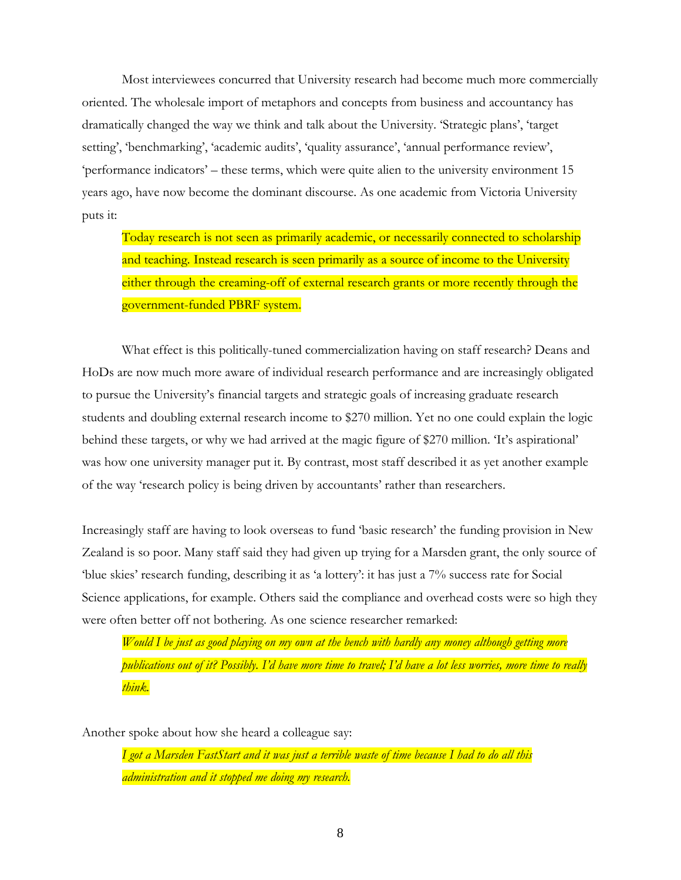Most interviewees concurred that University research had become much more commercially oriented. The wholesale import of metaphors and concepts from business and accountancy has dramatically changed the way we think and talk about the University. 'Strategic plans', 'target setting', 'benchmarking', 'academic audits', 'quality assurance', 'annual performance review', 'performance indicators' – these terms, which were quite alien to the university environment 15 years ago, have now become the dominant discourse. As one academic from Victoria University puts it:

> Today research is not seen as primarily academic, or necessarily connected to scholarship and teaching. Instead research is seen primarily as a source of income to the University either through the creaming-off of external research grants or more recently through the government-funded PBRF system.

What effect is this politically-tuned commercialization having on staff research? Deans and HoDs are now much more aware of individual research performance and are increasingly obligated to pursue the University's financial targets and strategic goals of increasing graduate research students and doubling external research income to $270 million. Yet no one could explain the logic behind these targets, or why we had arrived at the magic figure of $270 million. 'It's aspirational' was how one university manager put it. By contrast, most staff described it as yet another example of the way 'research policy is being driven by accountants' rather than researchers.

Increasingly staff are having to look overseas to fund 'basic research' the funding provision in New Zealand is so poor. Many staff said they had given up trying for a Marsden grant, the only source of 'blue skies' research funding, describing it as 'a lottery': it has just a 7% success rate for Social Science applications, for example. Others said the compliance and overhead costs were so high they were often better off not bothering. As one science researcher remarked:

> *Would I be just as good playing on my own at the bench with hardly any money although getting more publications out of it? Possibly. I'd have more time to travel; I'd have a lot less worries, more time to really think.*

Another spoke about how she heard a colleague say:

> *I got a Marsden FastStart and it was just a terrible waste of time because I had to do all this administration and it stopped me doing my research.*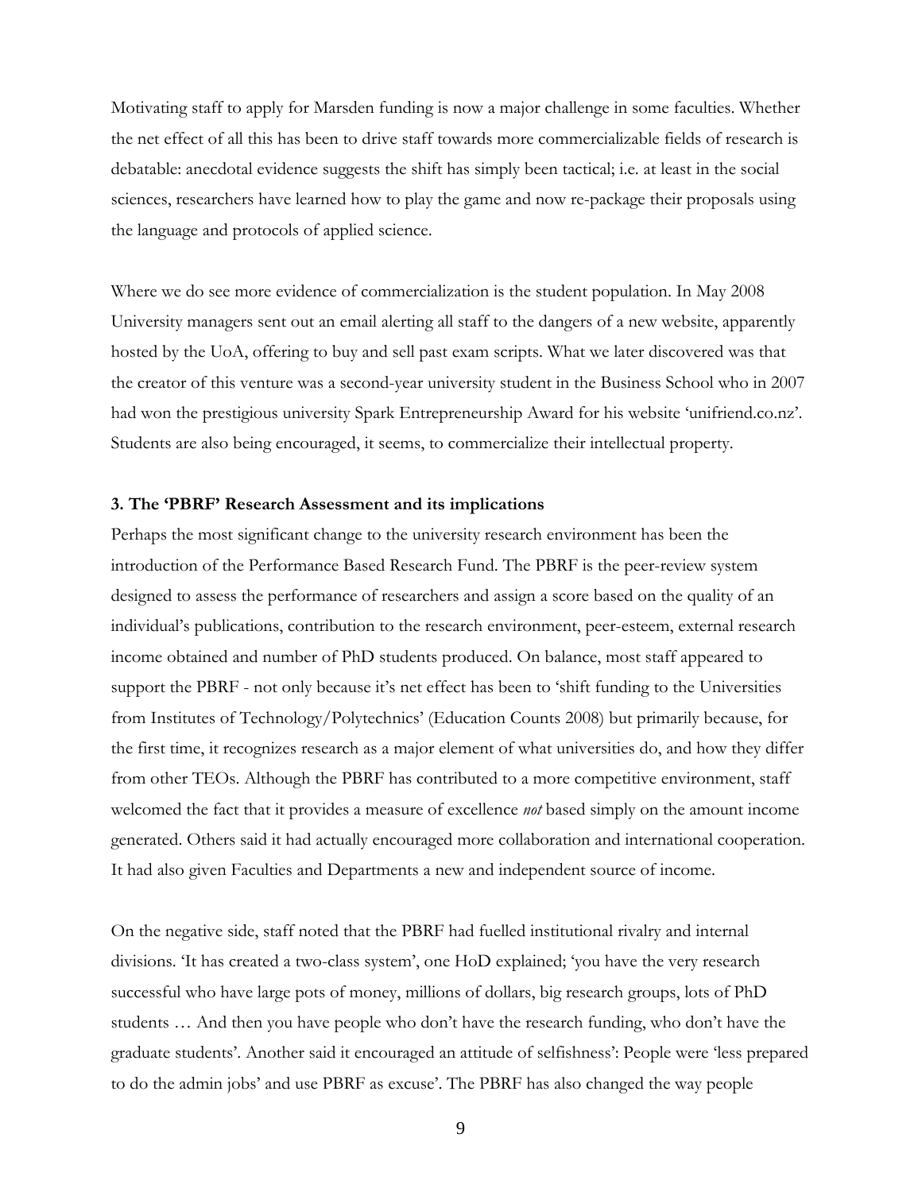Motivating staff to apply for Marsden funding is now a major challenge in some faculties. Whether the net effect of all this has been to drive staff towards more commercializable fields of research is debatable: anecdotal evidence suggests the shift has simply been tactical; i.e. at least in the social sciences, researchers have learned how to play the game and now re-package their proposals using the language and protocols of applied science.

Where we do see more evidence of commercialization is the student population. In May 2008 University managers sent out an email alerting all staff to the dangers of a new website, apparently hosted by the UoA, offering to buy and sell past exam scripts. What we later discovered was that the creator of this venture was a second-year university student in the Business School who in 2007 had won the prestigious university Spark Entrepreneurship Award for his website 'unifriend.co.nz'. Students are also being encouraged, it seems, to commercialize their intellectual property.

### 3. The 'PBRF' Research Assessment and its implications

Perhaps the most significant change to the university research environment has been the introduction of the Performance Based Research Fund. The PBRF is the peer-review system designed to assess the performance of researchers and assign a score based on the quality of an individual's publications, contribution to the research environment, peer-esteem, external research income obtained and number of PhD students produced. On balance, most staff appeared to support the PBRF - not only because it's net effect has been to 'shift funding to the Universities from Institutes of Technology/Polytechnics' (Education Counts 2008) but primarily because, for the first time, it recognizes research as a major element of what universities do, and how they differ from other TEOs. Although the PBRF has contributed to a more competitive environment, staff welcomed the fact that it provides a measure of excellence *not* based simply on the amount income generated. Others said it had actually encouraged more collaboration and international cooperation. It had also given Faculties and Departments a new and independent source of income.

On the negative side, staff noted that the PBRF had fuelled institutional rivalry and internal divisions. 'It has created a two-class system', one HoD explained; 'you have the very research successful who have large pots of money, millions of dollars, big research groups, lots of PhD students … And then you have people who don't have the research funding, who don't have the graduate students'. Another said it encouraged an attitude of selfishness': People were 'less prepared to do the admin jobs' and use PBRF as excuse'. The PBRF has also changed the way people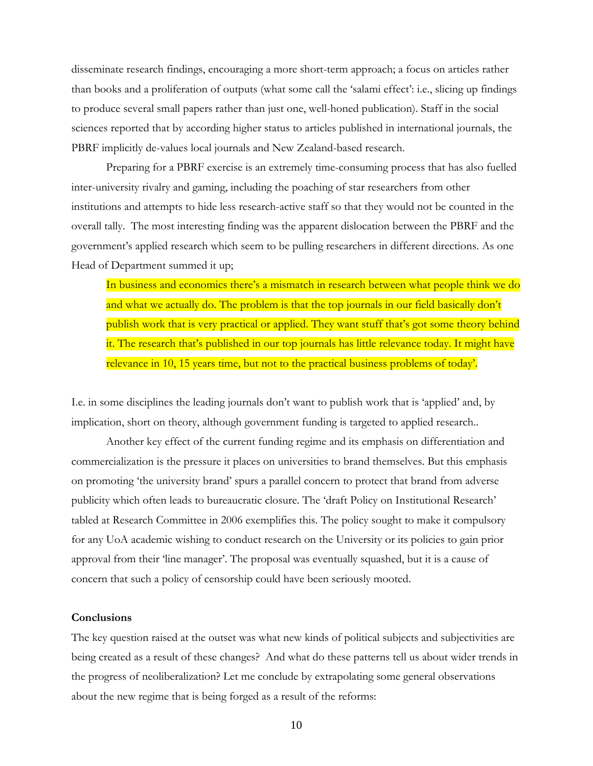disseminate research findings, encouraging a more short-term approach; a focus on articles rather than books and a proliferation of outputs (what some call the 'salami effect': i.e., slicing up findings to produce several small papers rather than just one, well-honed publication). Staff in the social sciences reported that by according higher status to articles published in international journals, the PBRF implicitly de-values local journals and New Zealand-based research.

Preparing for a PBRF exercise is an extremely time-consuming process that has also fuelled inter-university rivalry and gaming, including the poaching of star researchers from other institutions and attempts to hide less research-active staff so that they would not be counted in the overall tally. The most interesting finding was the apparent dislocation between the PBRF and the government's applied research which seem to be pulling researchers in different directions. As one Head of Department summed it up;

> In business and economics there's a mismatch in research between what people think we do and what we actually do. The problem is that the top journals in our field basically don't publish work that is very practical or applied. They want stuff that's got some theory behind it. The research that's published in our top journals has little relevance today. It might have relevance in 10, 15 years time, but not to the practical business problems of today'.

I.e. in some disciplines the leading journals don't want to publish work that is 'applied' and, by implication, short on theory, although government funding is targeted to applied research..

Another key effect of the current funding regime and its emphasis on differentiation and commercialization is the pressure it places on universities to brand themselves. But this emphasis on promoting 'the university brand' spurs a parallel concern to protect that brand from adverse publicity which often leads to bureaucratic closure. The 'draft Policy on Institutional Research' tabled at Research Committee in 2006 exemplifies this. The policy sought to make it compulsory for any UoA academic wishing to conduct research on the University or its policies to gain prior approval from their 'line manager'. The proposal was eventually squashed, but it is a cause of concern that such a policy of censorship could have been seriously mooted.

**Conclusions**

The key question raised at the outset was what new kinds of political subjects and subjectivities are being created as a result of these changes? And what do these patterns tell us about wider trends in the progress of neoliberalization? Let me conclude by extrapolating some general observations about the new regime that is being forged as a result of the reforms: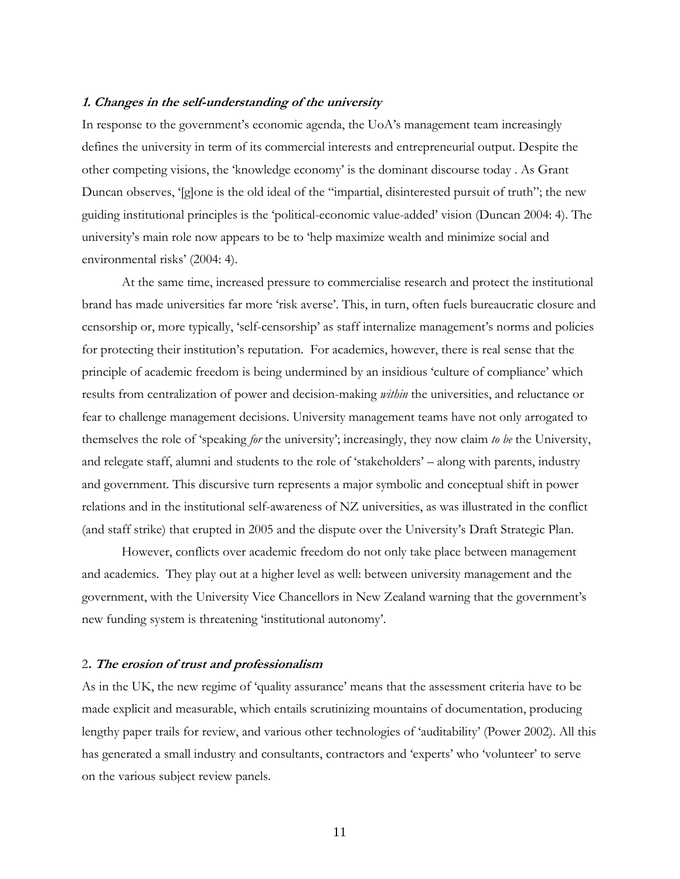### ***1. Changes in the self-understanding of the university***

In response to the government's economic agenda, the UoA's management team increasingly defines the university in term of its commercial interests and entrepreneurial output. Despite the other competing visions, the 'knowledge economy' is the dominant discourse today . As Grant Duncan observes, '[g]one is the old ideal of the "impartial, disinterested pursuit of truth"; the new guiding institutional principles is the 'political-economic value-added' vision (Duncan 2004: 4). The university's main role now appears to be to 'help maximize wealth and minimize social and environmental risks' (2004: 4).

At the same time, increased pressure to commercialise research and protect the institutional brand has made universities far more 'risk averse'. This, in turn, often fuels bureaucratic closure and censorship or, more typically, 'self-censorship' as staff internalize management's norms and policies for protecting their institution's reputation. For academics, however, there is real sense that the principle of academic freedom is being undermined by an insidious 'culture of compliance' which results from centralization of power and decision-making *within* the universities, and reluctance or fear to challenge management decisions. University management teams have not only arrogated to themselves the role of 'speaking *for* the university'; increasingly, they now claim *to be* the University, and relegate staff, alumni and students to the role of 'stakeholders' – along with parents, industry and government. This discursive turn represents a major symbolic and conceptual shift in power relations and in the institutional self-awareness of NZ universities, as was illustrated in the conflict (and staff strike) that erupted in 2005 and the dispute over the University's Draft Strategic Plan.

However, conflicts over academic freedom do not only take place between management and academics. They play out at a higher level as well: between university management and the government, with the University Vice Chancellors in New Zealand warning that the government's new funding system is threatening 'institutional autonomy'.

### 2***. The erosion of trust and professionalism***

As in the UK, the new regime of 'quality assurance' means that the assessment criteria have to be made explicit and measurable, which entails scrutinizing mountains of documentation, producing lengthy paper trails for review, and various other technologies of 'auditability' (Power 2002). All this has generated a small industry and consultants, contractors and 'experts' who 'volunteer' to serve on the various subject review panels.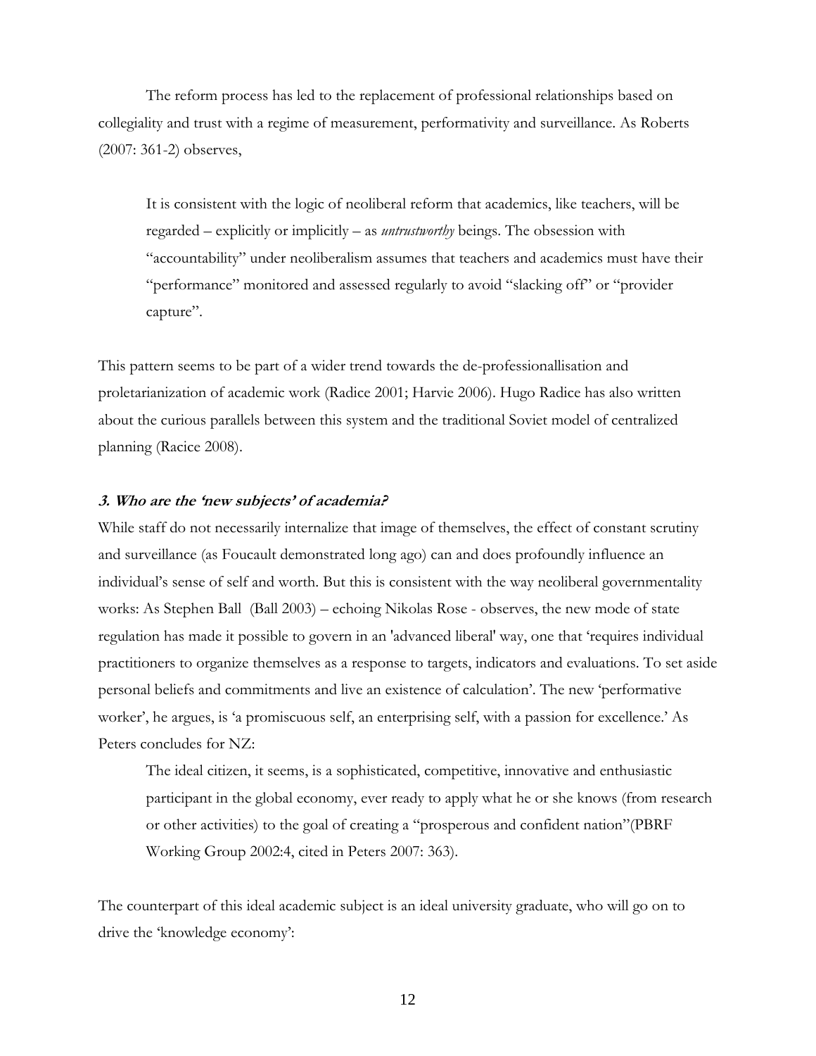The reform process has led to the replacement of professional relationships based on collegiality and trust with a regime of measurement, performativity and surveillance. As Roberts (2007: 361-2) observes,

> It is consistent with the logic of neoliberal reform that academics, like teachers, will be regarded – explicitly or implicitly – as *untrustworthy* beings. The obsession with "accountability" under neoliberalism assumes that teachers and academics must have their "performance" monitored and assessed regularly to avoid "slacking off" or "provider capture".

This pattern seems to be part of a wider trend towards the de-professionallisation and proletarianization of academic work (Radice 2001; Harvie 2006). Hugo Radice has also written about the curious parallels between this system and the traditional Soviet model of centralized planning (Racice 2008).

### *3. Who are the 'new subjects' of academia?*

While staff do not necessarily internalize that image of themselves, the effect of constant scrutiny and surveillance (as Foucault demonstrated long ago) can and does profoundly influence an individual's sense of self and worth. But this is consistent with the way neoliberal governmentality works: As Stephen Ball (Ball 2003) – echoing Nikolas Rose - observes, the new mode of state regulation has made it possible to govern in an 'advanced liberal' way, one that 'requires individual practitioners to organize themselves as a response to targets, indicators and evaluations. To set aside personal beliefs and commitments and live an existence of calculation'. The new 'performative worker', he argues, is 'a promiscuous self, an enterprising self, with a passion for excellence.' As Peters concludes for NZ:

> The ideal citizen, it seems, is a sophisticated, competitive, innovative and enthusiastic participant in the global economy, ever ready to apply what he or she knows (from research or other activities) to the goal of creating a "prosperous and confident nation"(PBRF Working Group 2002:4, cited in Peters 2007: 363).

The counterpart of this ideal academic subject is an ideal university graduate, who will go on to drive the 'knowledge economy':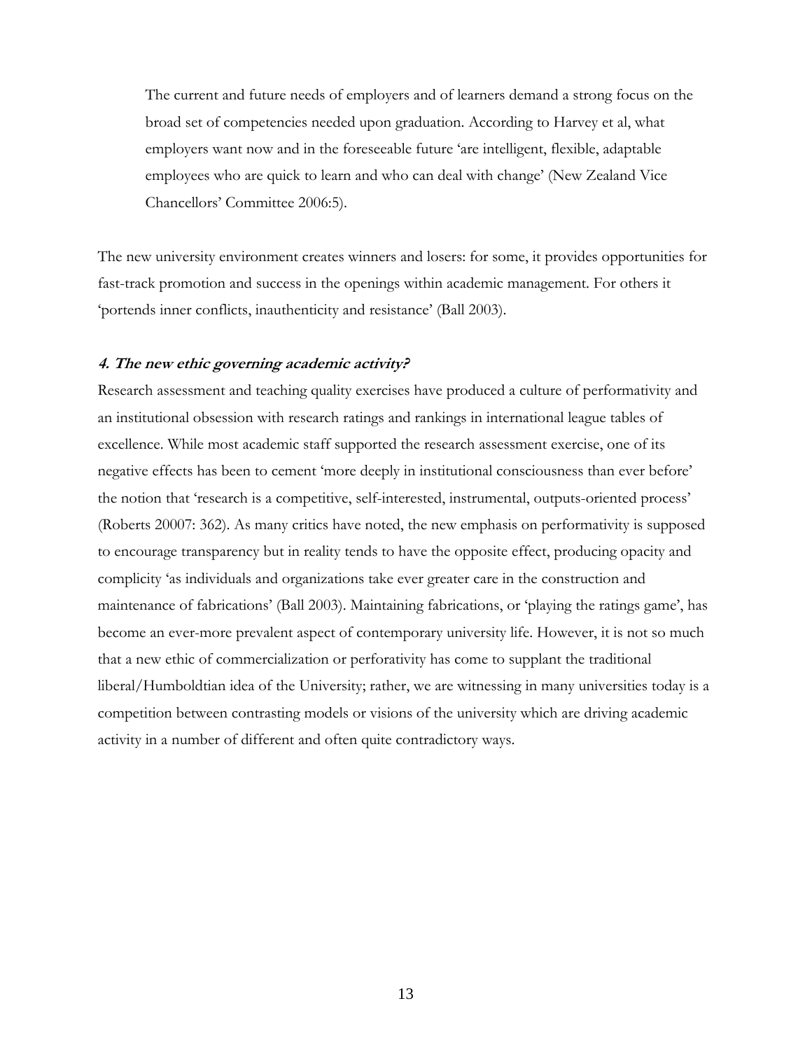> The current and future needs of employers and of learners demand a strong focus on the broad set of competencies needed upon graduation. According to Harvey et al, what employers want now and in the foreseeable future 'are intelligent, flexible, adaptable employees who are quick to learn and who can deal with change' (New Zealand Vice Chancellors' Committee 2006:5).

The new university environment creates winners and losers: for some, it provides opportunities for fast-track promotion and success in the openings within academic management. For others it 'portends inner conflicts, inauthenticity and resistance' (Ball 2003).

#### ***4. The new ethic governing academic activity?***

Research assessment and teaching quality exercises have produced a culture of performativity and an institutional obsession with research ratings and rankings in international league tables of excellence. While most academic staff supported the research assessment exercise, one of its negative effects has been to cement 'more deeply in institutional consciousness than ever before' the notion that 'research is a competitive, self-interested, instrumental, outputs-oriented process' (Roberts 20007: 362). As many critics have noted, the new emphasis on performativity is supposed to encourage transparency but in reality tends to have the opposite effect, producing opacity and complicity 'as individuals and organizations take ever greater care in the construction and maintenance of fabrications' (Ball 2003). Maintaining fabrications, or 'playing the ratings game', has become an ever-more prevalent aspect of contemporary university life. However, it is not so much that a new ethic of commercialization or perforativity has come to supplant the traditional liberal/Humboldtian idea of the University; rather, we are witnessing in many universities today is a competition between contrasting models or visions of the university which are driving academic activity in a number of different and often quite contradictory ways.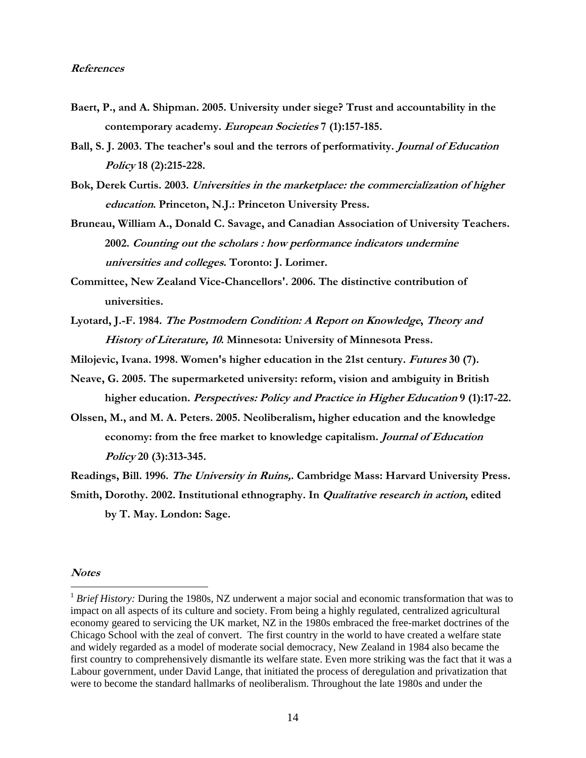### *References*

**Baert, P., and A. Shipman. 2005. University under siege? Trust and accountability in the contemporary academy. *European Societies* 7 (1):157-185.**

**Ball, S. J. 2003. The teacher's soul and the terrors of performativity. *Journal of Education Policy* 18 (2):215-228.**

**Bok, Derek Curtis. 2003. *Universities in the marketplace: the commercialization of higher education*. Princeton, N.J.: Princeton University Press.**

**Bruneau, William A., Donald C. Savage, and Canadian Association of University Teachers. 2002. *Counting out the scholars : how performance indicators undermine universities and colleges*. Toronto: J. Lorimer.**

**Committee, New Zealand Vice-Chancellors'. 2006. The distinctive contribution of universities.**

**Lyotard, J.-F. 1984. *The Postmodern Condition: A Report on Knowledge*, *Theory and History of Literature, 10*. Minnesota: University of Minnesota Press.**

**Milojevic, Ivana. 1998. Women's higher education in the 21st century. *Futures* 30 (7).**

**Neave, G. 2005. The supermarketed university: reform, vision and ambiguity in British higher education. *Perspectives: Policy and Practice in Higher Education* 9 (1):17-22.**

**Olssen, M., and M. A. Peters. 2005. Neoliberalism, higher education and the knowledge economy: from the free market to knowledge capitalism. *Journal of Education Policy* 20 (3):313-345.**

**Readings, Bill. 1996. *The University in Ruins,*. Cambridge Mass: Harvard University Press.**

**Smith, Dorothy. 2002. Institutional ethnography. In *Qualitative research in action*, edited by T. May. London: Sage.**

### *Notes*

[1] *Brief History:* During the 1980s, NZ underwent a major social and economic transformation that was to impact on all aspects of its culture and society. From being a highly regulated, centralized agricultural economy geared to servicing the UK market, NZ in the 1980s embraced the free-market doctrines of the Chicago School with the zeal of convert. The first country in the world to have created a welfare state and widely regarded as a model of moderate social democracy, New Zealand in 1984 also became the first country to comprehensively dismantle its welfare state. Even more striking was the fact that it was a Labour government, under David Lange, that initiated the process of deregulation and privatization that were to become the standard hallmarks of neoliberalism. Throughout the late 1980s and under the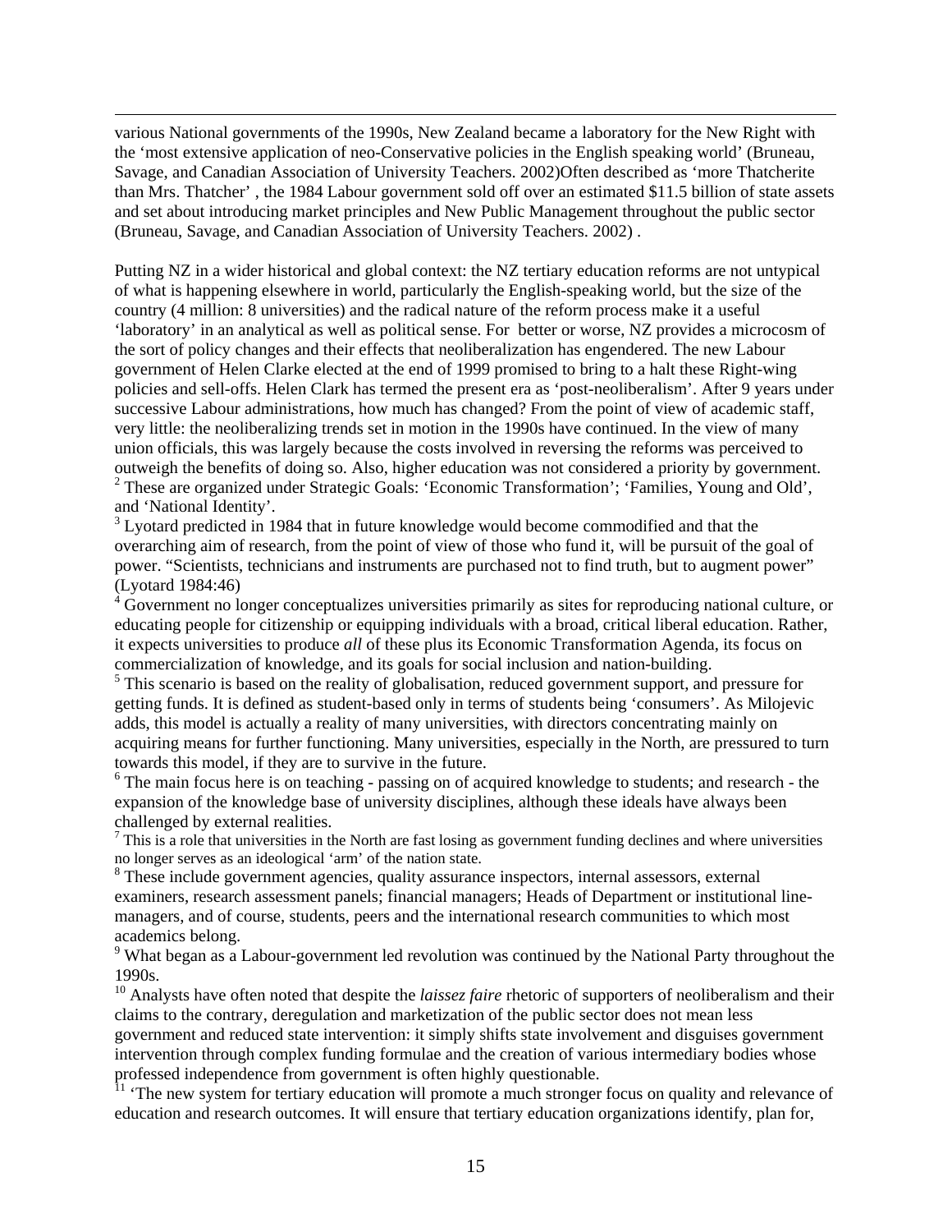various National governments of the 1990s, New Zealand became a laboratory for the New Right with the 'most extensive application of neo-Conservative policies in the English speaking world' (Bruneau, Savage, and Canadian Association of University Teachers. 2002)Often described as 'more Thatcherite than Mrs. Thatcher' , the 1984 Labour government sold off over an estimated $11.5 billion of state assets and set about introducing market principles and New Public Management throughout the public sector (Bruneau, Savage, and Canadian Association of University Teachers. 2002) .

Putting NZ in a wider historical and global context: the NZ tertiary education reforms are not untypical of what is happening elsewhere in world, particularly the English-speaking world, but the size of the country (4 million: 8 universities) and the radical nature of the reform process make it a useful 'laboratory' in an analytical as well as political sense. For better or worse, NZ provides a microcosm of the sort of policy changes and their effects that neoliberalization has engendered. The new Labour government of Helen Clarke elected at the end of 1999 promised to bring to a halt these Right-wing policies and sell-offs. Helen Clark has termed the present era as 'post-neoliberalism'. After 9 years under successive Labour administrations, how much has changed? From the point of view of academic staff, very little: the neoliberalizing trends set in motion in the 1990s have continued. In the view of many union officials, this was largely because the costs involved in reversing the reforms was perceived to outweigh the benefits of doing so. Also, higher education was not considered a priority by government.

[2] These are organized under Strategic Goals: 'Economic Transformation'; 'Families, Young and Old', and 'National Identity'.

[3] Lyotard predicted in 1984 that in future knowledge would become commodified and that the overarching aim of research, from the point of view of those who fund it, will be pursuit of the goal of power. "Scientists, technicians and instruments are purchased not to find truth, but to augment power" (Lyotard 1984:46)

[4] Government no longer conceptualizes universities primarily as sites for reproducing national culture, or educating people for citizenship or equipping individuals with a broad, critical liberal education. Rather, it expects universities to produce *all* of these plus its Economic Transformation Agenda, its focus on commercialization of knowledge, and its goals for social inclusion and nation-building.

[5] This scenario is based on the reality of globalisation, reduced government support, and pressure for getting funds. It is defined as student-based only in terms of students being 'consumers'. As Milojevic adds, this model is actually a reality of many universities, with directors concentrating mainly on acquiring means for further functioning. Many universities, especially in the North, are pressured to turn towards this model, if they are to survive in the future.

[6] The main focus here is on teaching - passing on of acquired knowledge to students; and research - the expansion of the knowledge base of university disciplines, although these ideals have always been challenged by external realities.

[7] This is a role that universities in the North are fast losing as government funding declines and where universities no longer serves as an ideological 'arm' of the nation state.

[8] These include government agencies, quality assurance inspectors, internal assessors, external examiners, research assessment panels; financial managers; Heads of Department or institutional line-managers, and of course, students, peers and the international research communities to which most academics belong.

[9] What began as a Labour-government led revolution was continued by the National Party throughout the 1990s.

[10] Analysts have often noted that despite the *laissez faire* rhetoric of supporters of neoliberalism and their claims to the contrary, deregulation and marketization of the public sector does not mean less government and reduced state intervention: it simply shifts state involvement and disguises government intervention through complex funding formulae and the creation of various intermediary bodies whose professed independence from government is often highly questionable.

[11] 'The new system for tertiary education will promote a much stronger focus on quality and relevance of education and research outcomes. It will ensure that tertiary education organizations identify, plan for,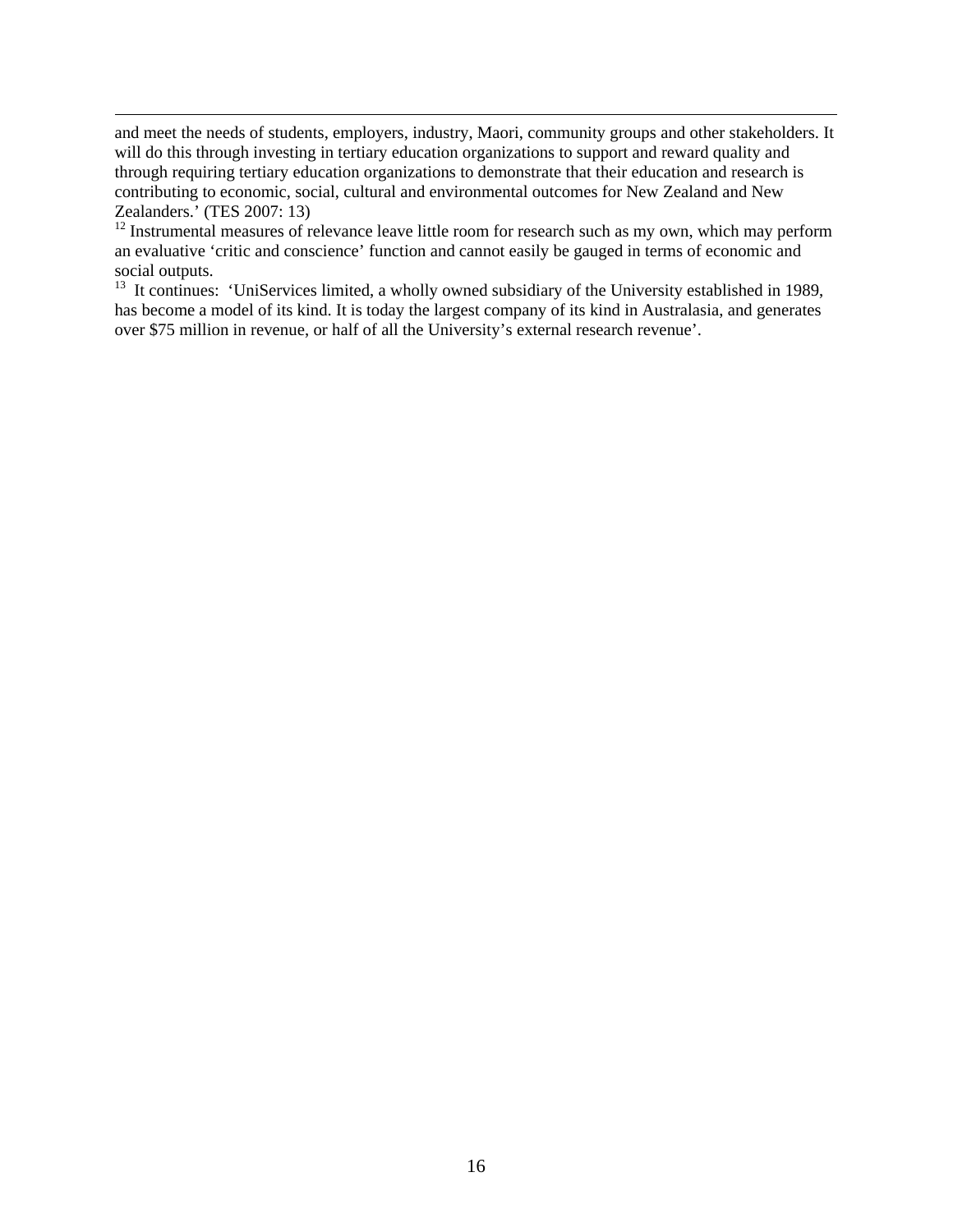and meet the needs of students, employers, industry, Maori, community groups and other stakeholders. It will do this through investing in tertiary education organizations to support and reward quality and through requiring tertiary education organizations to demonstrate that their education and research is contributing to economic, social, cultural and environmental outcomes for New Zealand and New Zealanders.' (TES 2007: 13)

[12] Instrumental measures of relevance leave little room for research such as my own, which may perform an evaluative 'critic and conscience' function and cannot easily be gauged in terms of economic and social outputs.

[13] It continues: 'UniServices limited, a wholly owned subsidiary of the University established in 1989, has become a model of its kind. It is today the largest company of its kind in Australasia, and generates over $75 million in revenue, or half of all the University's external research revenue'.